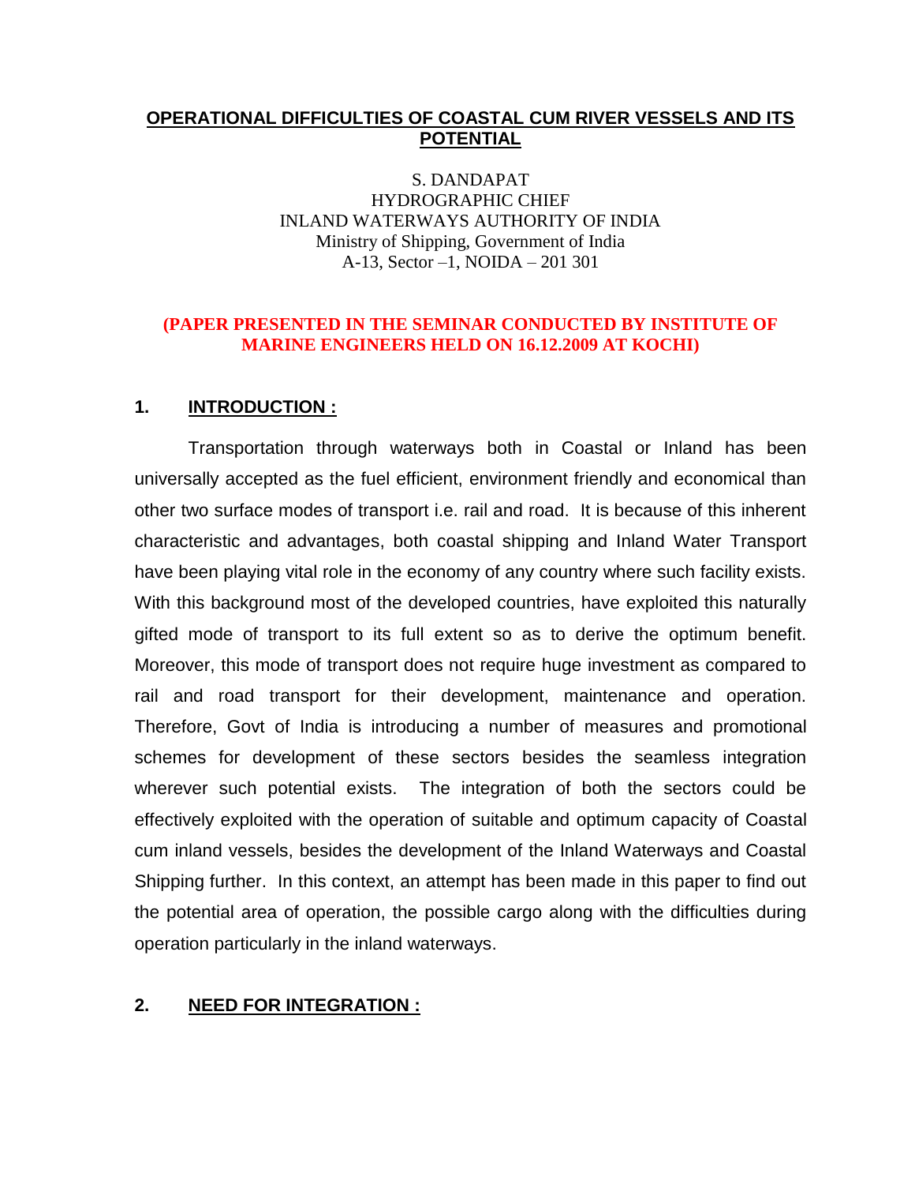# OPERATIONAL DIFFICULTIES OF COASTAL CUM RIVER VESSELS AND ITS POTENTIAL

S. DANDAPAT  
HYDROGRAPHIC CHIEF  
INLAND WATERWAYS AUTHORITY OF INDIA  
Ministry of Shipping, Government of India  
A-13, Sector –1, NOIDA – 201 301

**(PAPER PRESENTED IN THE SEMINAR CONDUCTED BY INSTITUTE OF MARINE ENGINEERS HELD ON 16.12.2009 AT KOCHI)**

## 1. INTRODUCTION :

Transportation through waterways both in Coastal or Inland has been universally accepted as the fuel efficient, environment friendly and economical than other two surface modes of transport i.e. rail and road. It is because of this inherent characteristic and advantages, both coastal shipping and Inland Water Transport have been playing vital role in the economy of any country where such facility exists. With this background most of the developed countries, have exploited this naturally gifted mode of transport to its full extent so as to derive the optimum benefit. Moreover, this mode of transport does not require huge investment as compared to rail and road transport for their development, maintenance and operation. Therefore, Govt of India is introducing a number of measures and promotional schemes for development of these sectors besides the seamless integration wherever such potential exists. The integration of both the sectors could be effectively exploited with the operation of suitable and optimum capacity of Coastal cum inland vessels, besides the development of the Inland Waterways and Coastal Shipping further. In this context, an attempt has been made in this paper to find out the potential area of operation, the possible cargo along with the difficulties during operation particularly in the inland waterways.

## 2. NEED FOR INTEGRATION :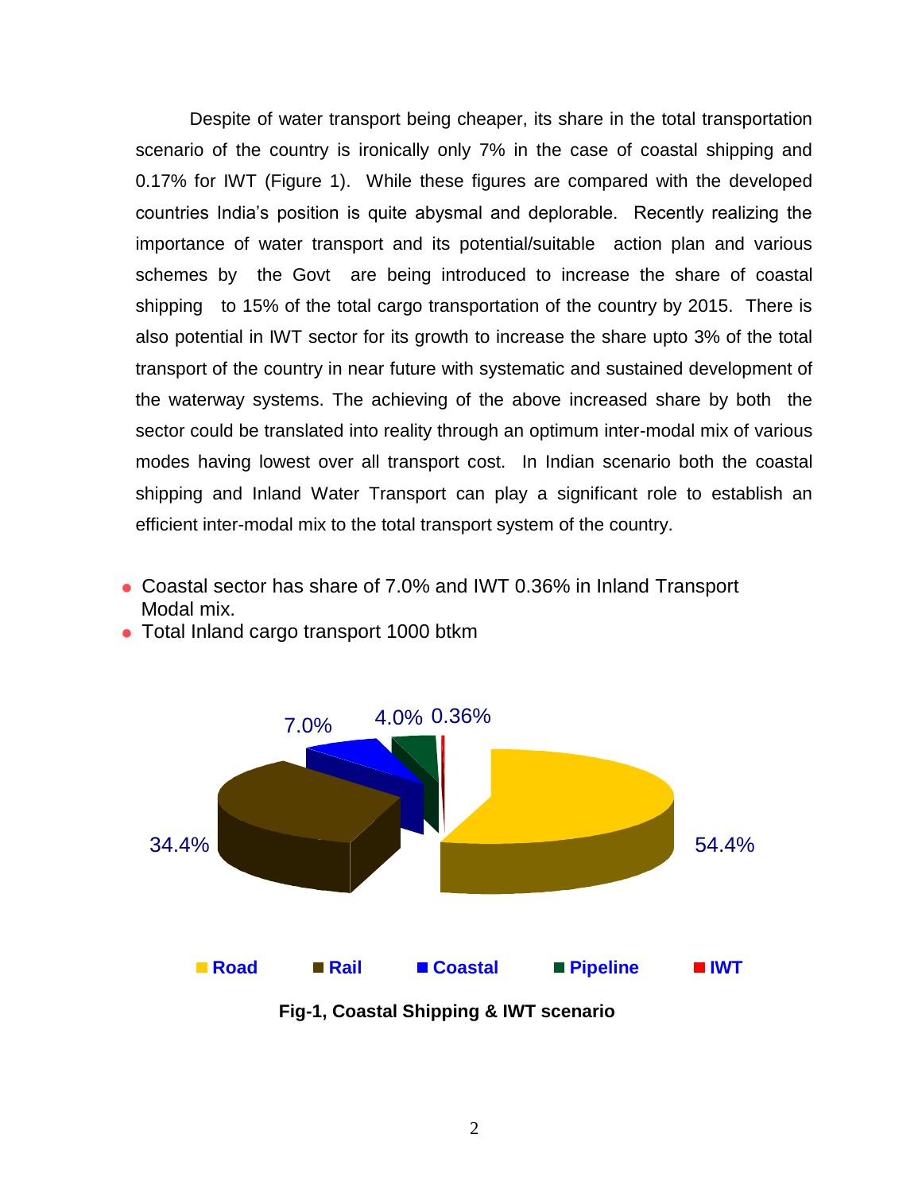Despite of water transport being cheaper, its share in the total transportation scenario of the country is ironically only 7% in the case of coastal shipping and 0.17% for IWT (Figure 1). While these figures are compared with the developed countries India's position is quite abysmal and deplorable. Recently realizing the importance of water transport and its potential/suitable action plan and various schemes by the Govt are being introduced to increase the share of coastal shipping to 15% of the total cargo transportation of the country by 2015. There is also potential in IWT sector for its growth to increase the share upto 3% of the total transport of the country in near future with systematic and sustained development of the waterway systems. The achieving of the above increased share by both the sector could be translated into reality through an optimum inter-modal mix of various modes having lowest over all transport cost. In Indian scenario both the coastal shipping and Inland Water Transport can play a significant role to establish an efficient inter-modal mix to the total transport system of the country.

- Coastal sector has share of 7.0% and IWT 0.36% in Inland Transport Modal mix.
- Total Inland cargo transport 1000 btkm

7.0%
4.0%
0.36%
34.4%
54.4%

Road
Rail
Coastal
Pipeline
IWT

**Fig-1, Coastal Shipping & IWT scenario**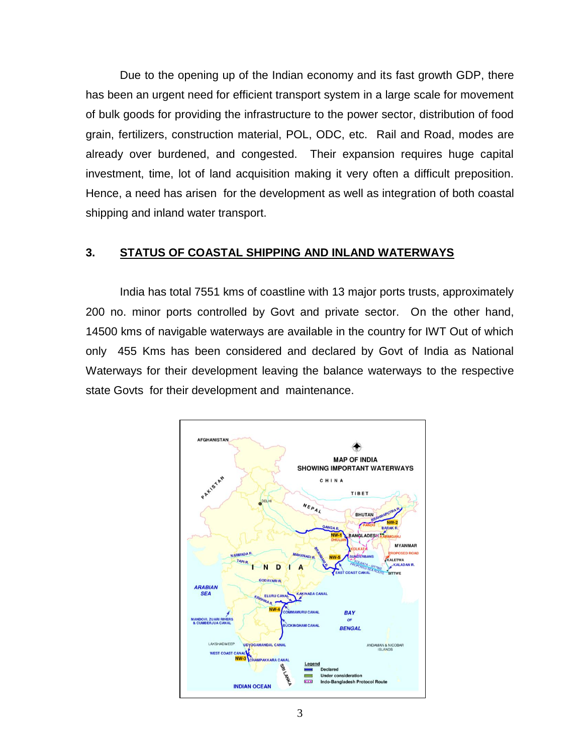Due to the opening up of the Indian economy and its fast growth GDP, there has been an urgent need for efficient transport system in a large scale for movement of bulk goods for providing the infrastructure to the power sector, distribution of food grain, fertilizers, construction material, POL, ODC, etc. Rail and Road, modes are already over burdened, and congested. Their expansion requires huge capital investment, time, lot of land acquisition making it very often a difficult preposition. Hence, a need has arisen for the development as well as integration of both coastal shipping and inland water transport.

## 3. STATUS OF COASTAL SHIPPING AND INLAND WATERWAYS

India has total 7551 kms of coastline with 13 major ports trusts, approximately 200 no. minor ports controlled by Govt and private sector. On the other hand, 14500 kms of navigable waterways are available in the country for IWT Out of which only 455 Kms has been considered and declared by Govt of India as National Waterways for their development leaving the balance waterways to the respective state Govts for their development and maintenance.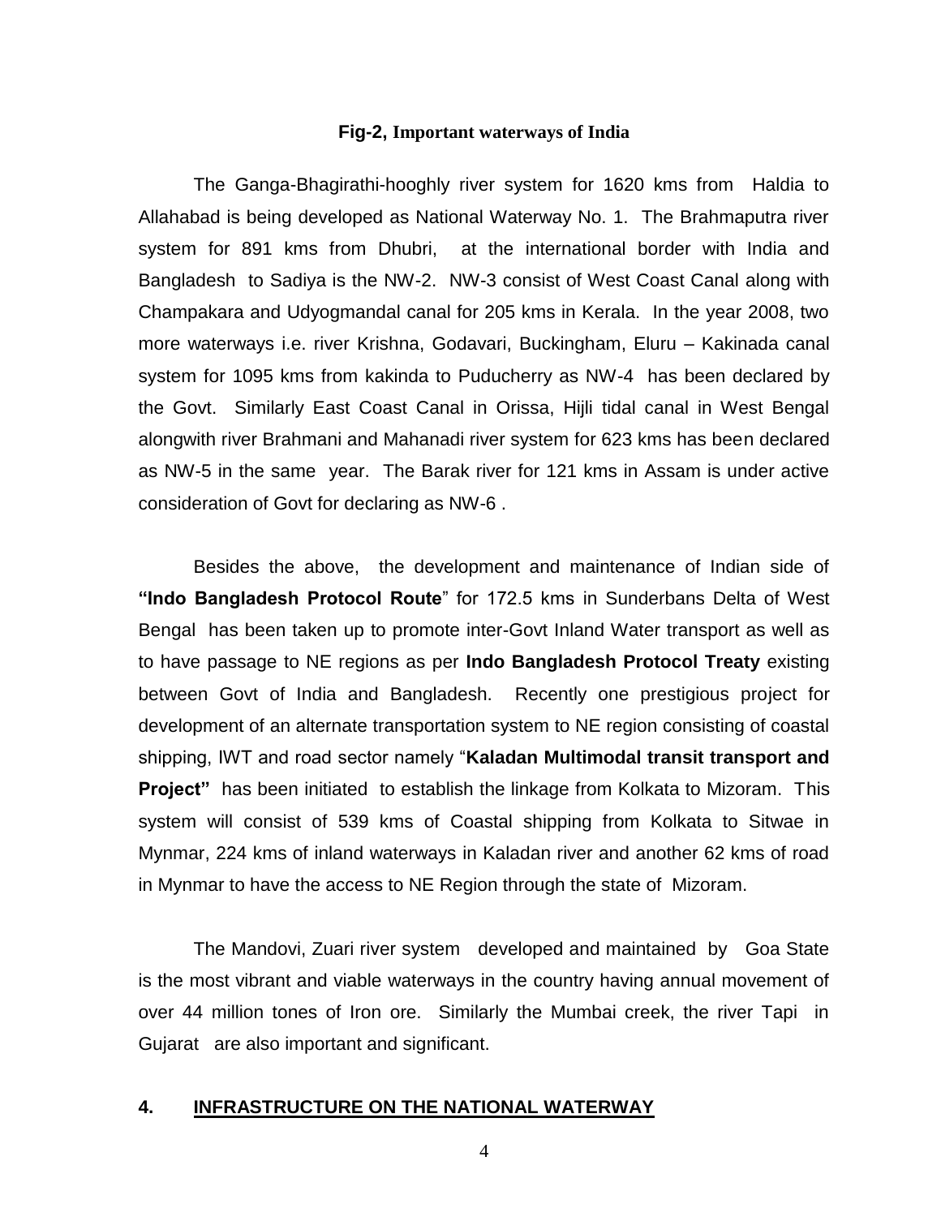**Fig-2, Important waterways of India**

The Ganga-Bhagirathi-hooghly river system for 1620 kms from Haldia to Allahabad is being developed as National Waterway No. 1. The Brahmaputra river system for 891 kms from Dhubri, at the international border with India and Bangladesh to Sadiya is the NW-2. NW-3 consist of West Coast Canal along with Champakara and Udyogmandal canal for 205 kms in Kerala. In the year 2008, two more waterways i.e. river Krishna, Godavari, Buckingham, Eluru – Kakinada canal system for 1095 kms from kakinda to Puducherry as NW-4 has been declared by the Govt. Similarly East Coast Canal in Orissa, Hijli tidal canal in West Bengal alongwith river Brahmani and Mahanadi river system for 623 kms has been declared as NW-5 in the same year. The Barak river for 121 kms in Assam is under active consideration of Govt for declaring as NW-6 .

Besides the above, the development and maintenance of Indian side of **"Indo Bangladesh Protocol Route"** for 172.5 kms in Sunderbans Delta of West Bengal has been taken up to promote inter-Govt Inland Water transport as well as to have passage to NE regions as per **Indo Bangladesh Protocol Treaty** existing between Govt of India and Bangladesh. Recently one prestigious project for development of an alternate transportation system to NE region consisting of coastal shipping, IWT and road sector namely "**Kaladan Multimodal transit transport and Project"** has been initiated to establish the linkage from Kolkata to Mizoram. This system will consist of 539 kms of Coastal shipping from Kolkata to Sitwae in Mynmar, 224 kms of inland waterways in Kaladan river and another 62 kms of road in Mynmar to have the access to NE Region through the state of Mizoram.

The Mandovi, Zuari river system developed and maintained by Goa State is the most vibrant and viable waterways in the country having annual movement of over 44 million tones of Iron ore. Similarly the Mumbai creek, the river Tapi in Gujarat are also important and significant.

## 4. INFRASTRUCTURE ON THE NATIONAL WATERWAY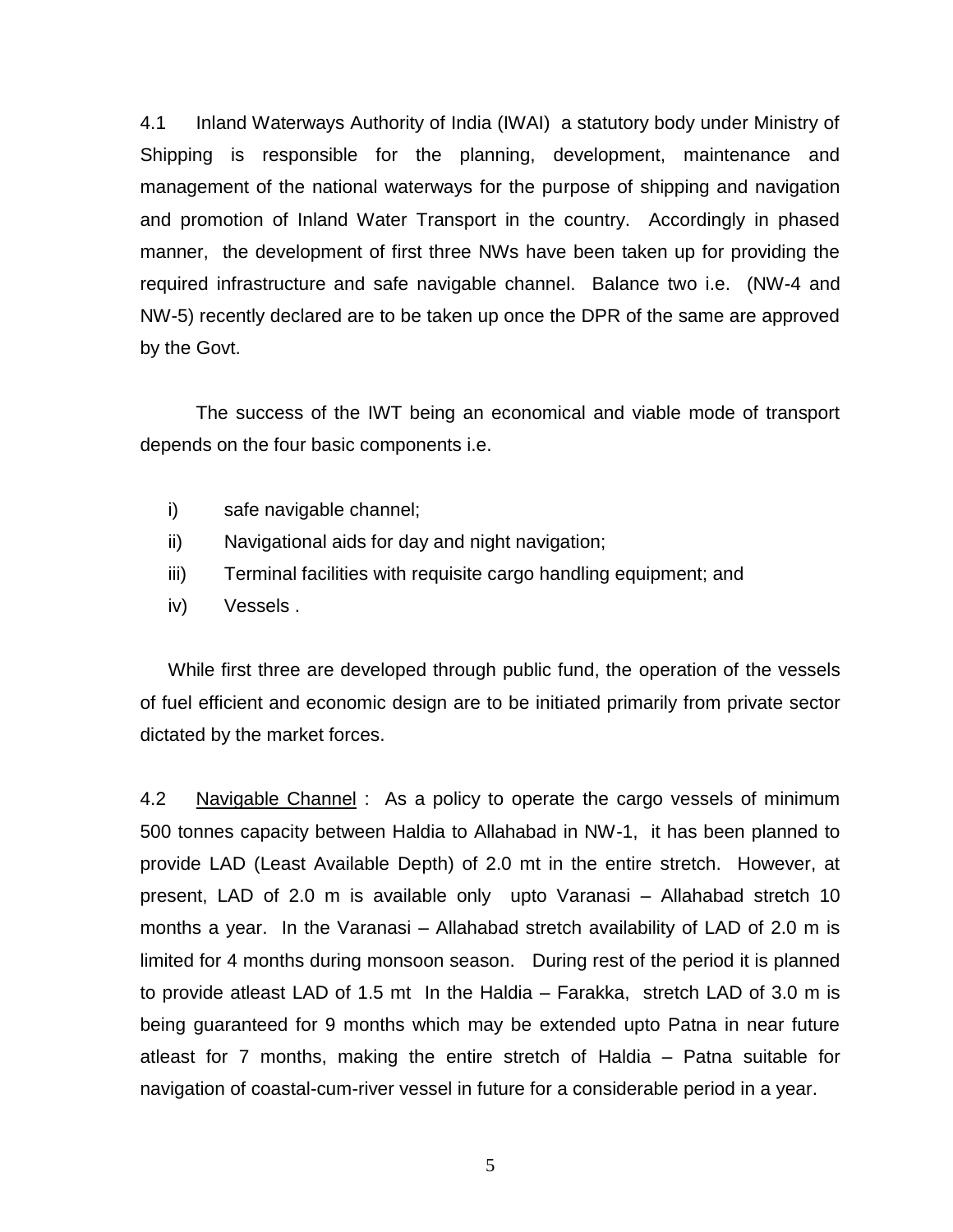4.1 Inland Waterways Authority of India (IWAI) a statutory body under Ministry of Shipping is responsible for the planning, development, maintenance and management of the national waterways for the purpose of shipping and navigation and promotion of Inland Water Transport in the country. Accordingly in phased manner, the development of first three NWs have been taken up for providing the required infrastructure and safe navigable channel. Balance two i.e. (NW-4 and NW-5) recently declared are to be taken up once the DPR of the same are approved by the Govt.

The success of the IWT being an economical and viable mode of transport depends on the four basic components i.e.

i) safe navigable channel;
ii) Navigational aids for day and night navigation;
iii) Terminal facilities with requisite cargo handling equipment; and
iv) Vessels .

While first three are developed through public fund, the operation of the vessels of fuel efficient and economic design are to be initiated primarily from private sector dictated by the market forces.

4.2 <u>Navigable Channel</u> : As a policy to operate the cargo vessels of minimum 500 tonnes capacity between Haldia to Allahabad in NW-1, it has been planned to provide LAD (Least Available Depth) of 2.0 mt in the entire stretch. However, at present, LAD of 2.0 m is available only upto Varanasi – Allahabad stretch 10 months a year. In the Varanasi – Allahabad stretch availability of LAD of 2.0 m is limited for 4 months during monsoon season. During rest of the period it is planned to provide atleast LAD of 1.5 mt In the Haldia – Farakka, stretch LAD of 3.0 m is being guaranteed for 9 months which may be extended upto Patna in near future atleast for 7 months, making the entire stretch of Haldia – Patna suitable for navigation of coastal-cum-river vessel in future for a considerable period in a year.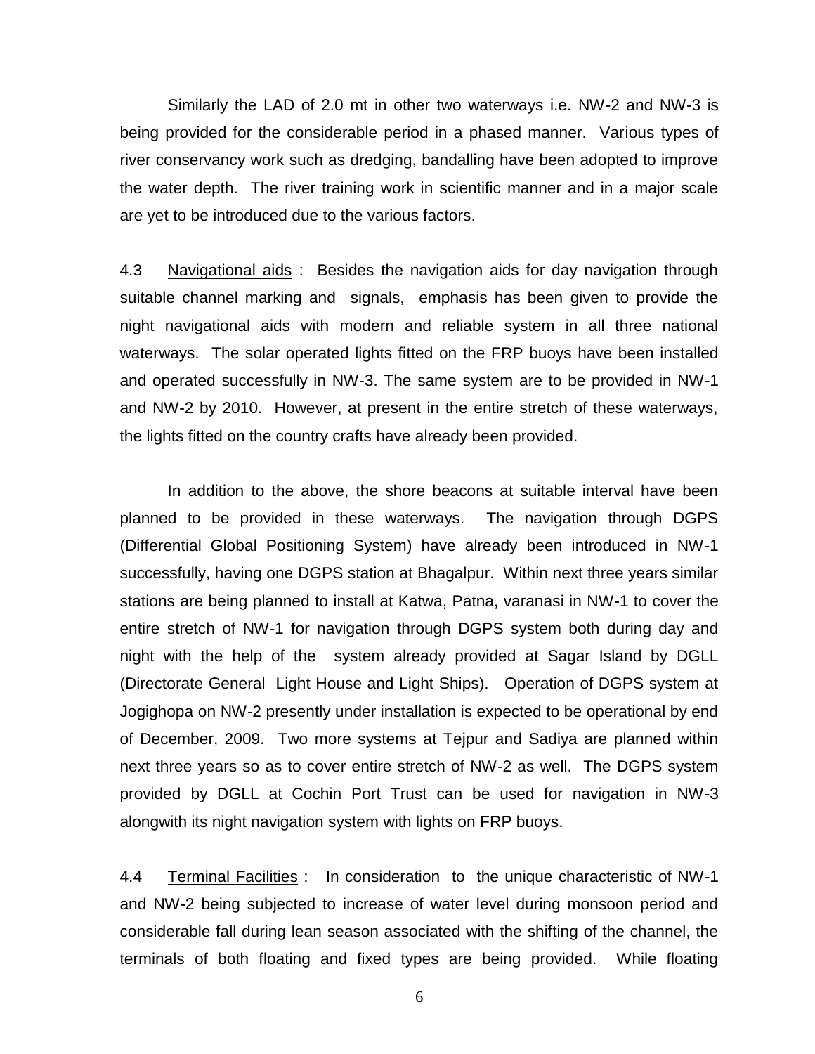Similarly the LAD of 2.0 mt in other two waterways i.e. NW-2 and NW-3 is being provided for the considerable period in a phased manner. Various types of river conservancy work such as dredging, bandalling have been adopted to improve the water depth. The river training work in scientific manner and in a major scale are yet to be introduced due to the various factors.

4.3 Navigational aids : Besides the navigation aids for day navigation through suitable channel marking and signals, emphasis has been given to provide the night navigational aids with modern and reliable system in all three national waterways. The solar operated lights fitted on the FRP buoys have been installed and operated successfully in NW-3. The same system are to be provided in NW-1 and NW-2 by 2010. However, at present in the entire stretch of these waterways, the lights fitted on the country crafts have already been provided.

In addition to the above, the shore beacons at suitable interval have been planned to be provided in these waterways. The navigation through DGPS (Differential Global Positioning System) have already been introduced in NW-1 successfully, having one DGPS station at Bhagalpur. Within next three years similar stations are being planned to install at Katwa, Patna, varanasi in NW-1 to cover the entire stretch of NW-1 for navigation through DGPS system both during day and night with the help of the system already provided at Sagar Island by DGLL (Directorate General Light House and Light Ships). Operation of DGPS system at Jogighopa on NW-2 presently under installation is expected to be operational by end of December, 2009. Two more systems at Tejpur and Sadiya are planned within next three years so as to cover entire stretch of NW-2 as well. The DGPS system provided by DGLL at Cochin Port Trust can be used for navigation in NW-3 alongwith its night navigation system with lights on FRP buoys.

4.4 Terminal Facilities : In consideration to the unique characteristic of NW-1 and NW-2 being subjected to increase of water level during monsoon period and considerable fall during lean season associated with the shifting of the channel, the terminals of both floating and fixed types are being provided. While floating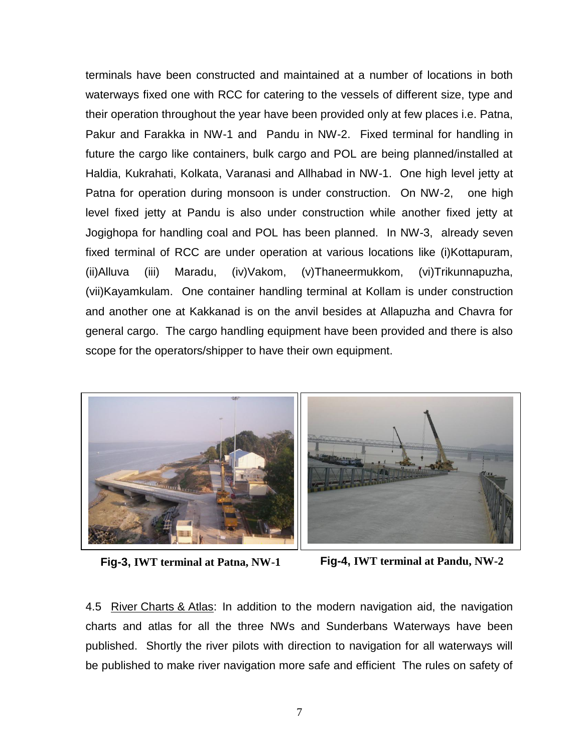terminals have been constructed and maintained at a number of locations in both waterways fixed one with RCC for catering to the vessels of different size, type and their operation throughout the year have been provided only at few places i.e. Patna, Pakur and Farakka in NW-1 and Pandu in NW-2. Fixed terminal for handling in future the cargo like containers, bulk cargo and POL are being planned/installed at Haldia, Kukrahati, Kolkata, Varanasi and Allhabad in NW-1. One high level jetty at Patna for operation during monsoon is under construction. On NW-2, one high level fixed jetty at Pandu is also under construction while another fixed jetty at Jogighopa for handling coal and POL has been planned. In NW-3, already seven fixed terminal of RCC are under operation at various locations like (i)Kottapuram, (ii)Alluva (iii) Maradu, (iv)Vakom, (v)Thaneermukkom, (vi)Trikunnapuzha, (vii)Kayamkulam. One container handling terminal at Kollam is under construction and another one at Kakkanad is on the anvil besides at Allapuzha and Chavra for general cargo. The cargo handling equipment have been provided and there is also scope for the operators/shipper to have their own equipment.

**Fig-3, IWT terminal at Patna, NW-1**

**Fig-4, IWT terminal at Pandu, NW-2**

4.5 River Charts & Atlas: In addition to the modern navigation aid, the navigation charts and atlas for all the three NWs and Sunderbans Waterways have been published. Shortly the river pilots with direction to navigation for all waterways will be published to make river navigation more safe and efficient The rules on safety of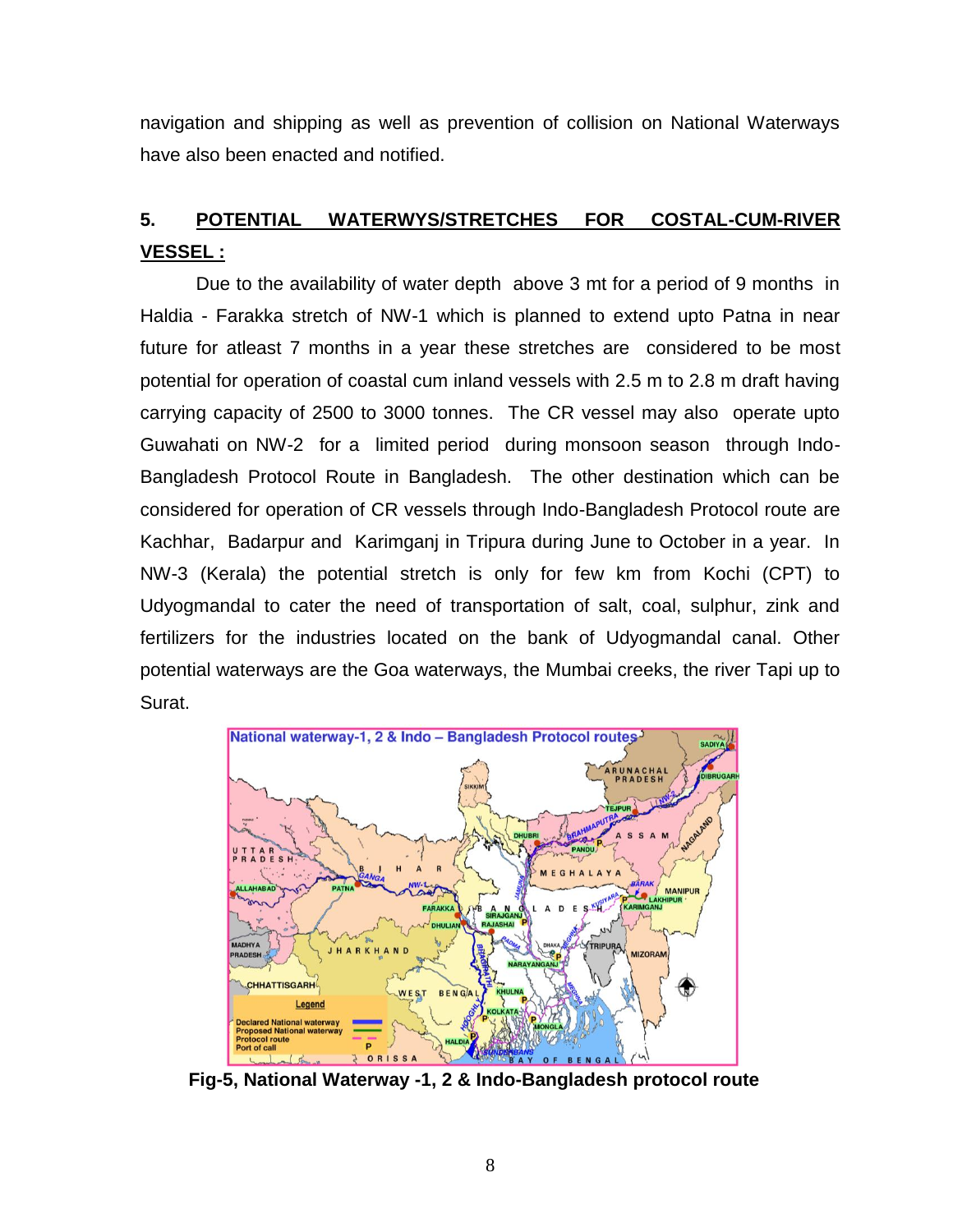navigation and shipping as well as prevention of collision on National Waterways have also been enacted and notified.

## 5. POTENTIAL WATERWYS/STRETCHES FOR COSTAL-CUM-RIVER VESSEL :

Due to the availability of water depth above 3 mt for a period of 9 months in Haldia - Farakka stretch of NW-1 which is planned to extend upto Patna in near future for atleast 7 months in a year these stretches are considered to be most potential for operation of coastal cum inland vessels with 2.5 m to 2.8 m draft having carrying capacity of 2500 to 3000 tonnes. The CR vessel may also operate upto Guwahati on NW-2 for a limited period during monsoon season through Indo-Bangladesh Protocol Route in Bangladesh. The other destination which can be considered for operation of CR vessels through Indo-Bangladesh Protocol route are Kachhar, Badarpur and Karimganj in Tripura during June to October in a year. In NW-3 (Kerala) the potential stretch is only for few km from Kochi (CPT) to Udyogmandal to cater the need of transportation of salt, coal, sulphur, zink and fertilizers for the industries located on the bank of Udyogmandal canal. Other potential waterways are the Goa waterways, the Mumbai creeks, the river Tapi up to Surat.

**Fig-5, National Waterway -1, 2 & Indo-Bangladesh protocol route**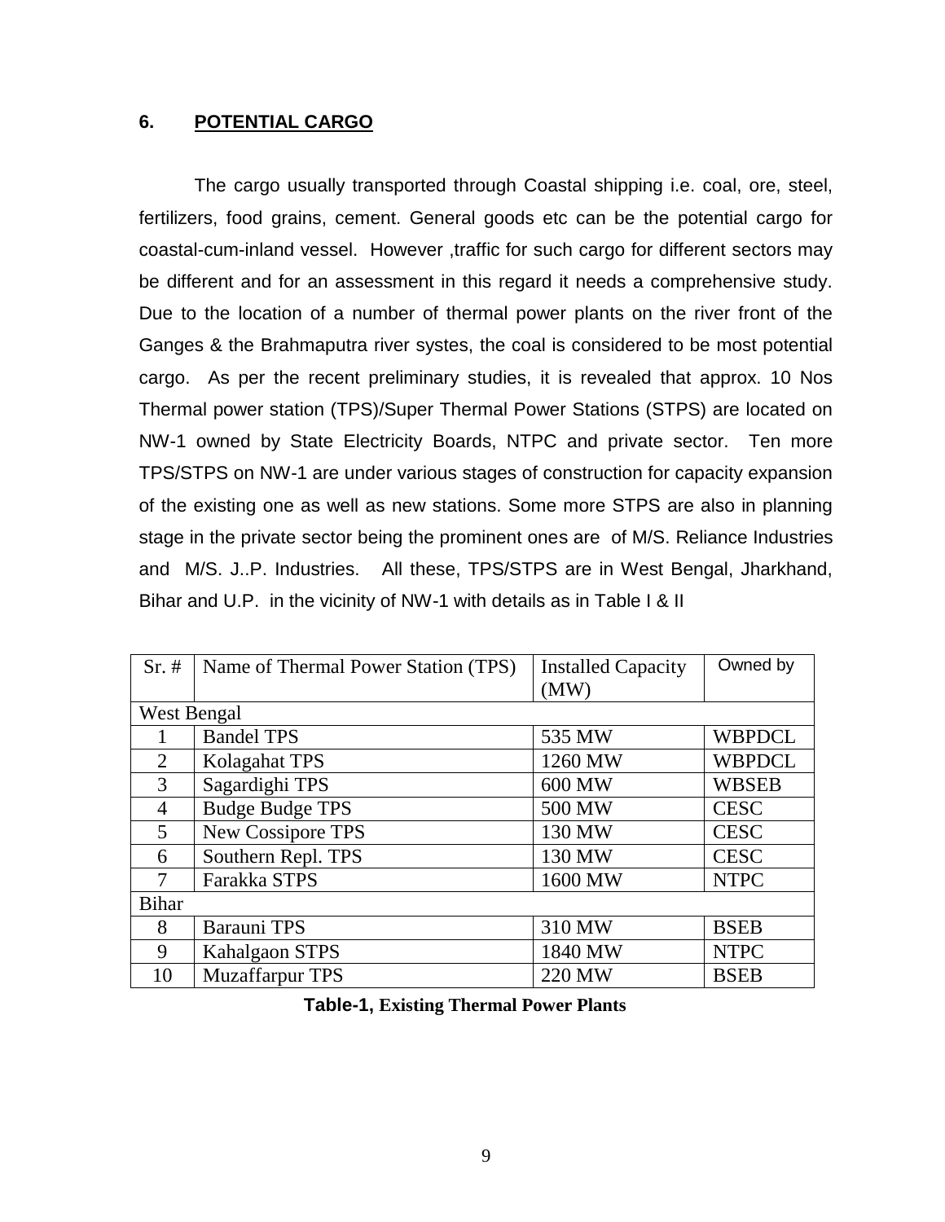## 6. POTENTIAL CARGO

The cargo usually transported through Coastal shipping i.e. coal, ore, steel, fertilizers, food grains, cement. General goods etc can be the potential cargo for coastal-cum-inland vessel. However ,traffic for such cargo for different sectors may be different and for an assessment in this regard it needs a comprehensive study. Due to the location of a number of thermal power plants on the river front of the Ganges & the Brahmaputra river systes, the coal is considered to be most potential cargo. As per the recent preliminary studies, it is revealed that approx. 10 Nos Thermal power station (TPS)/Super Thermal Power Stations (STPS) are located on NW-1 owned by State Electricity Boards, NTPC and private sector. Ten more TPS/STPS on NW-1 are under various stages of construction for capacity expansion of the existing one as well as new stations. Some more STPS are also in planning stage in the private sector being the prominent ones are of M/S. Reliance Industries and M/S. J..P. Industries. All these, TPS/STPS are in West Bengal, Jharkhand, Bihar and U.P. in the vicinity of NW-1 with details as in Table I & II

| Sr. # | Name of Thermal Power Station (TPS) | Installed Capacity (MW) | Owned by |
|---|---|---|---|
| West Bengal | | | |
| 1 | Bandel TPS | 535 MW | WBPDCL |
| 2 | Kolagahat TPS | 1260 MW | WBPDCL |
| 3 | Sagardighi TPS | 600 MW | WBSEB |
| 4 | Budge Budge TPS | 500 MW | CESC |
| 5 | New Cossipore TPS | 130 MW | CESC |
| 6 | Southern Repl. TPS | 130 MW | CESC |
| 7 | Farakka STPS | 1600 MW | NTPC |
| Bihar | | | |
| 8 | Barauni TPS | 310 MW | BSEB |
| 9 | Kahalgaon STPS | 1840 MW | NTPC |
| 10 | Muzaffarpur TPS | 220 MW | BSEB |

**Table-1, Existing Thermal Power Plants**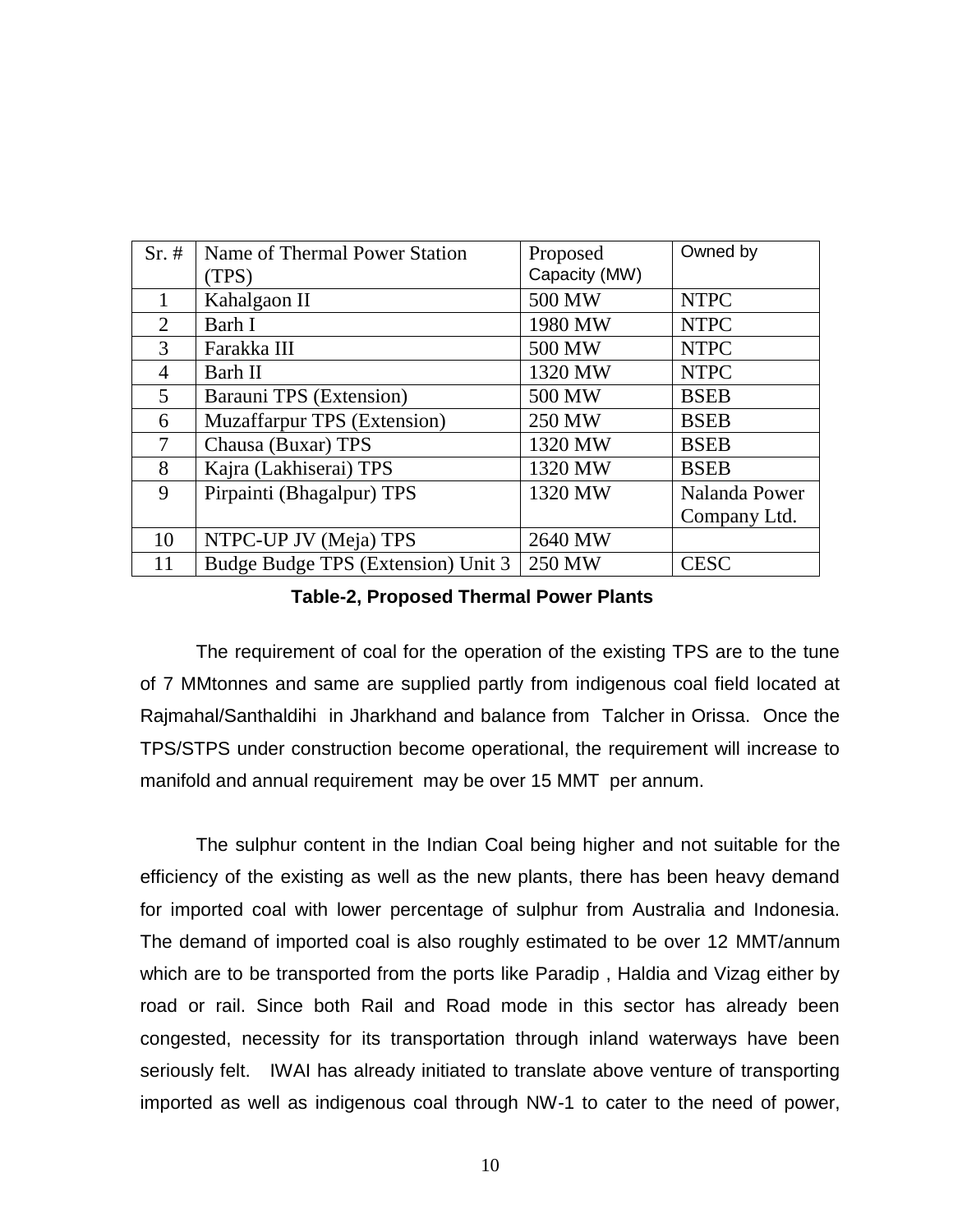| Sr. # | Name of Thermal Power Station (TPS) | Proposed Capacity (MW) | Owned by |
|---|---|---|---|
| 1 | Kahalgaon II | 500 MW | NTPC |
| 2 | Barh I | 1980 MW | NTPC |
| 3 | Farakka III | 500 MW | NTPC |
| 4 | Barh II | 1320 MW | NTPC |
| 5 | Barauni TPS (Extension) | 500 MW | BSEB |
| 6 | Muzaffarpur TPS (Extension) | 250 MW | BSEB |
| 7 | Chausa (Buxar) TPS | 1320 MW | BSEB |
| 8 | Kajra (Lakhiserai) TPS | 1320 MW | BSEB |
| 9 | Pirpainti (Bhagalpur) TPS | 1320 MW | Nalanda Power Company Ltd. |
| 10 | NTPC-UP JV (Meja) TPS | 2640 MW | |
| 11 | Budge Budge TPS (Extension) Unit 3 | 250 MW | CESC |

**Table-2, Proposed Thermal Power Plants**

The requirement of coal for the operation of the existing TPS are to the tune of 7 MMtonnes and same are supplied partly from indigenous coal field located at Rajmahal/Santhaldihi in Jharkhand and balance from Talcher in Orissa. Once the TPS/STPS under construction become operational, the requirement will increase to manifold and annual requirement may be over 15 MMT per annum.

The sulphur content in the Indian Coal being higher and not suitable for the efficiency of the existing as well as the new plants, there has been heavy demand for imported coal with lower percentage of sulphur from Australia and Indonesia. The demand of imported coal is also roughly estimated to be over 12 MMT/annum which are to be transported from the ports like Paradip , Haldia and Vizag either by road or rail. Since both Rail and Road mode in this sector has already been congested, necessity for its transportation through inland waterways have been seriously felt. IWAI has already initiated to translate above venture of transporting imported as well as indigenous coal through NW-1 to cater to the need of power,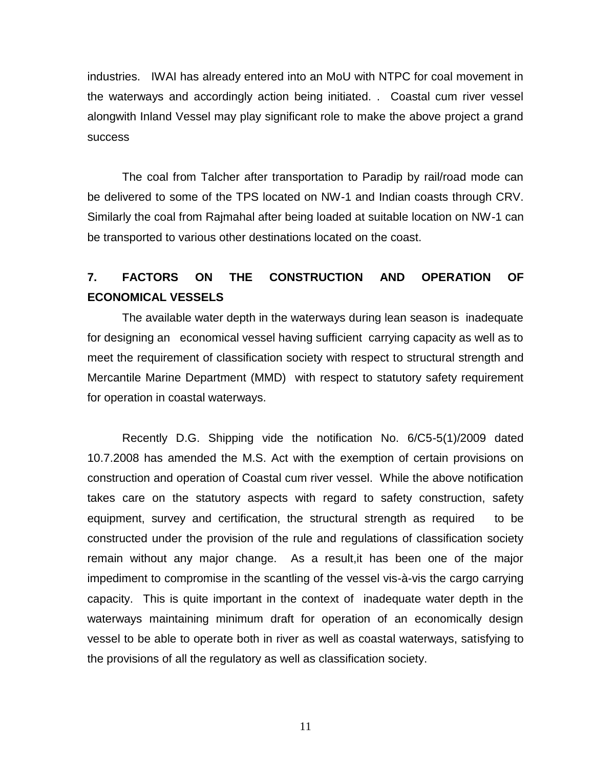industries. IWAI has already entered into an MoU with NTPC for coal movement in the waterways and accordingly action being initiated. . Coastal cum river vessel alongwith Inland Vessel may play significant role to make the above project a grand success

The coal from Talcher after transportation to Paradip by rail/road mode can be delivered to some of the TPS located on NW-1 and Indian coasts through CRV. Similarly the coal from Rajmahal after being loaded at suitable location on NW-1 can be transported to various other destinations located on the coast.

## 7. FACTORS ON THE CONSTRUCTION AND OPERATION OF ECONOMICAL VESSELS

The available water depth in the waterways during lean season is inadequate for designing an economical vessel having sufficient carrying capacity as well as to meet the requirement of classification society with respect to structural strength and Mercantile Marine Department (MMD) with respect to statutory safety requirement for operation in coastal waterways.

Recently D.G. Shipping vide the notification No. 6/C5-5(1)/2009 dated 10.7.2008 has amended the M.S. Act with the exemption of certain provisions on construction and operation of Coastal cum river vessel. While the above notification takes care on the statutory aspects with regard to safety construction, safety equipment, survey and certification, the structural strength as required to be constructed under the provision of the rule and regulations of classification society remain without any major change. As a result,it has been one of the major impediment to compromise in the scantling of the vessel vis-à-vis the cargo carrying capacity. This is quite important in the context of inadequate water depth in the waterways maintaining minimum draft for operation of an economically design vessel to be able to operate both in river as well as coastal waterways, satisfying to the provisions of all the regulatory as well as classification society.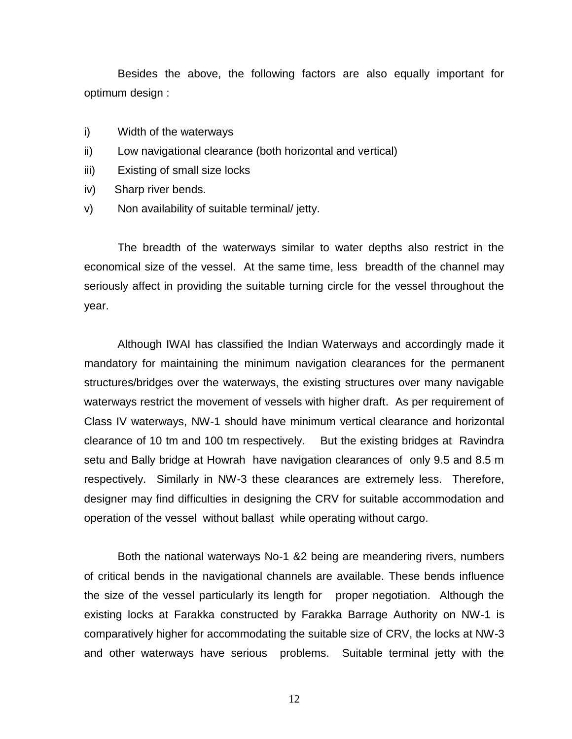Besides the above, the following factors are also equally important for optimum design :

i) Width of the waterways
ii) Low navigational clearance (both horizontal and vertical)
iii) Existing of small size locks
iv) Sharp river bends.
v) Non availability of suitable terminal/ jetty.

The breadth of the waterways similar to water depths also restrict in the economical size of the vessel. At the same time, less breadth of the channel may seriously affect in providing the suitable turning circle for the vessel throughout the year.

Although IWAI has classified the Indian Waterways and accordingly made it mandatory for maintaining the minimum navigation clearances for the permanent structures/bridges over the waterways, the existing structures over many navigable waterways restrict the movement of vessels with higher draft. As per requirement of Class IV waterways, NW-1 should have minimum vertical clearance and horizontal clearance of 10 tm and 100 tm respectively. But the existing bridges at Ravindra setu and Bally bridge at Howrah have navigation clearances of only 9.5 and 8.5 m respectively. Similarly in NW-3 these clearances are extremely less. Therefore, designer may find difficulties in designing the CRV for suitable accommodation and operation of the vessel without ballast while operating without cargo.

Both the national waterways No-1 &2 being are meandering rivers, numbers of critical bends in the navigational channels are available. These bends influence the size of the vessel particularly its length for proper negotiation. Although the existing locks at Farakka constructed by Farakka Barrage Authority on NW-1 is comparatively higher for accommodating the suitable size of CRV, the locks at NW-3 and other waterways have serious problems. Suitable terminal jetty with the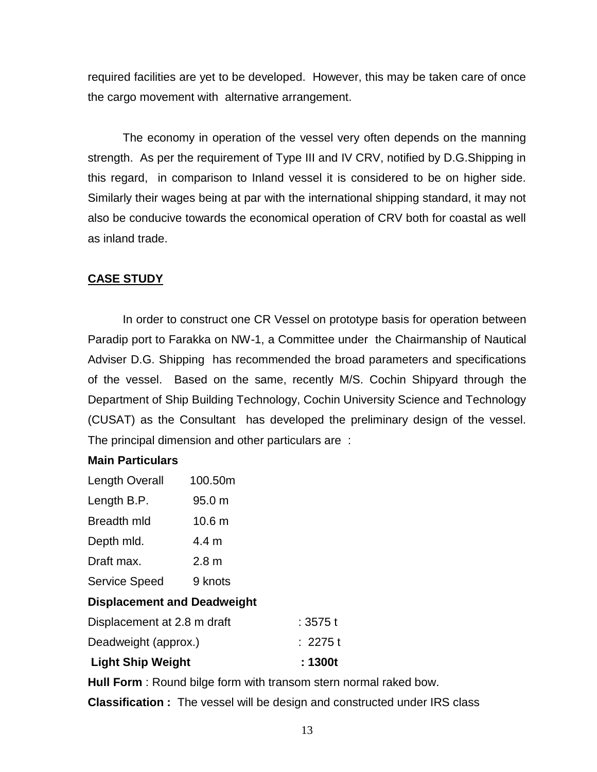required facilities are yet to be developed. However, this may be taken care of once the cargo movement with alternative arrangement.

The economy in operation of the vessel very often depends on the manning strength. As per the requirement of Type III and IV CRV, notified by D.G.Shipping in this regard, in comparison to Inland vessel it is considered to be on higher side. Similarly their wages being at par with the international shipping standard, it may not also be conducive towards the economical operation of CRV both for coastal as well as inland trade.

## CASE STUDY

In order to construct one CR Vessel on prototype basis for operation between Paradip port to Farakka on NW-1, a Committee under the Chairmanship of Nautical Adviser D.G. Shipping has recommended the broad parameters and specifications of the vessel. Based on the same, recently M/S. Cochin Shipyard through the Department of Ship Building Technology, Cochin University Science and Technology (CUSAT) as the Consultant has developed the preliminary design of the vessel. The principal dimension and other particulars are :

**Main Particulars**

| | |
|---|---|
| Length Overall | 100.50m |
| Length B.P. | 95.0 m |
| Breadth mld | 10.6 m |
| Depth mld. | 4.4 m |
| Draft max. | 2.8 m |
| Service Speed | 9 knots |

**Displacement and Deadweight**

| | |
|---|---|
| Displacement at 2.8 m draft | : 3575 t |
| Deadweight (approx.) | : 2275 t |
| **Light Ship Weight** | **: 1300t** |

**Hull Form** : Round bilge form with transom stern normal raked bow.

**Classification :** The vessel will be design and constructed under IRS class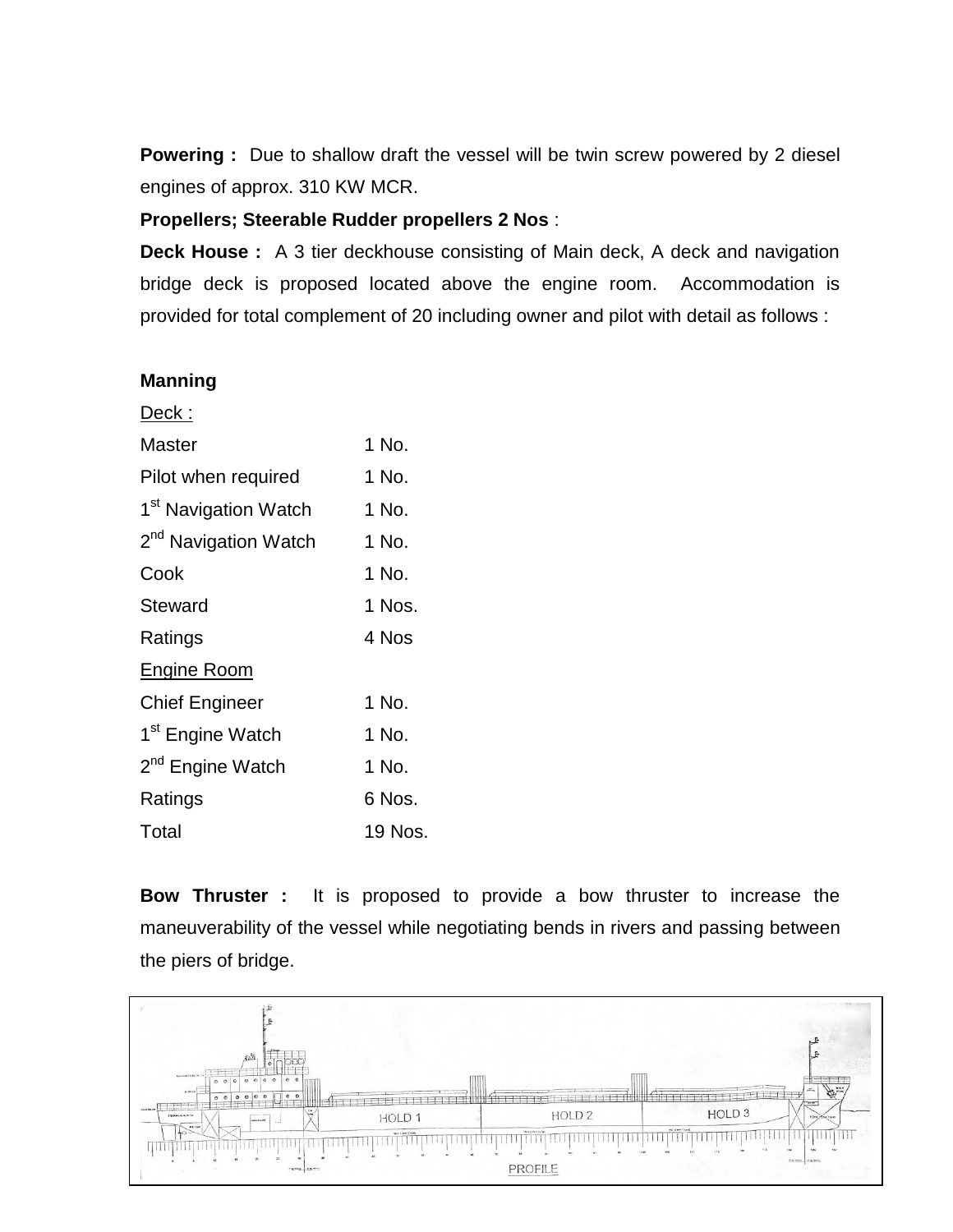**Powering :** Due to shallow draft the vessel will be twin screw powered by 2 diesel engines of approx. 310 KW MCR.

**Propellers; Steerable Rudder propellers 2 Nos** :

**Deck House :** A 3 tier deckhouse consisting of Main deck, A deck and navigation bridge deck is proposed located above the engine room. Accommodation is provided for total complement of 20 including owner and pilot with detail as follows :

**Manning**

| | |
|---|---|
| Deck : | |
| Master | 1 No. |
| Pilot when required | 1 No. |
| 1st Navigation Watch | 1 No. |
| 2nd Navigation Watch | 1 No. |
| Cook | 1 No. |
| Steward | 1 Nos. |
| Ratings | 4 Nos |
| Engine Room | |
| Chief Engineer | 1 No. |
| 1st Engine Watch | 1 No. |
| 2nd Engine Watch | 1 No. |
| Ratings | 6 Nos. |
| Total | 19 Nos. |

**Bow Thruster :** It is proposed to provide a bow thruster to increase the maneuverability of the vessel while negotiating bends in rivers and passing between the piers of bridge.

HOLD 1

HOLD 2

HOLD 3

PROFILE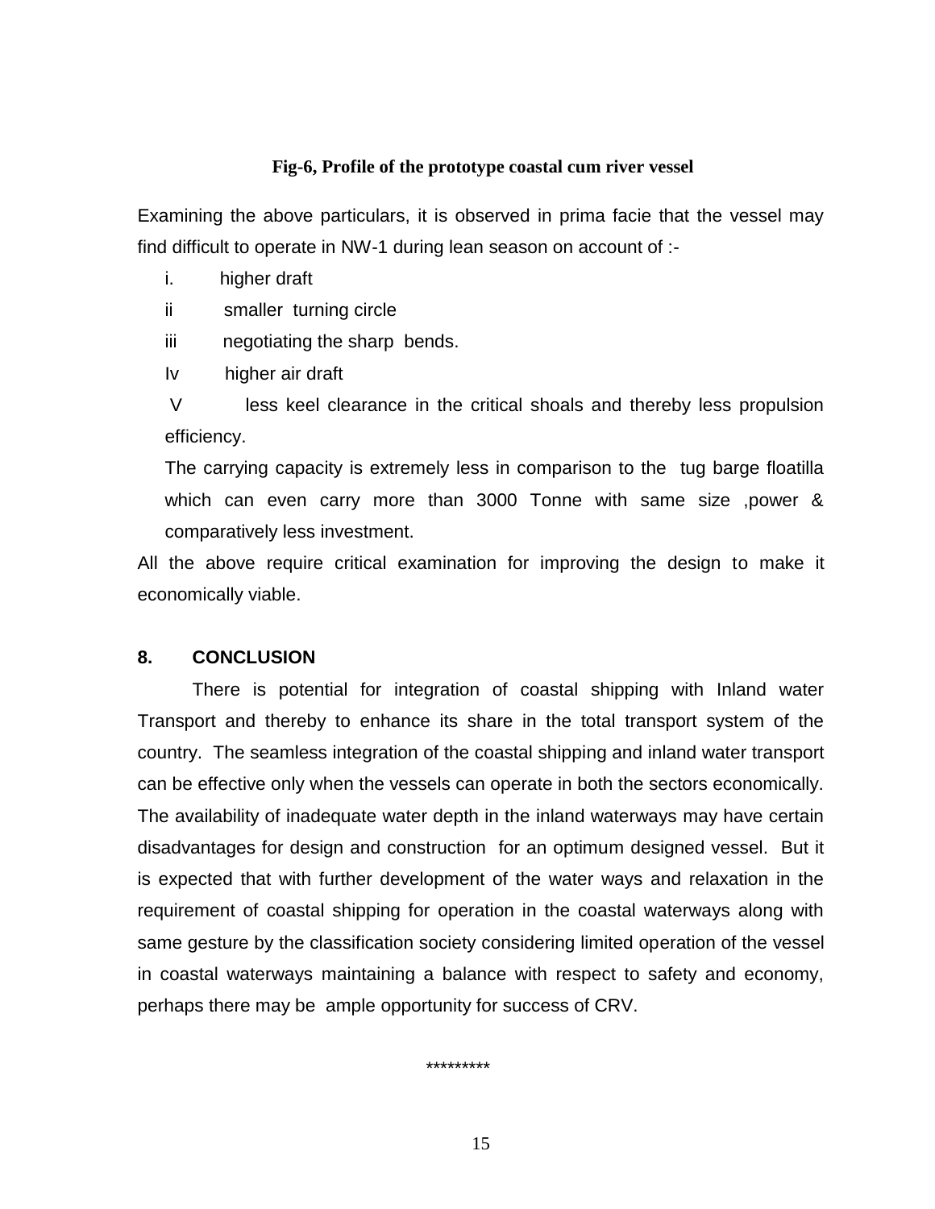**Fig-6, Profile of the prototype coastal cum river vessel**

Examining the above particulars, it is observed in prima facie that the vessel may find difficult to operate in NW-1 during lean season on account of :-

i. higher draft

ii smaller turning circle

iii negotiating the sharp bends.

Iv higher air draft

V less keel clearance in the critical shoals and thereby less propulsion efficiency.

The carrying capacity is extremely less in comparison to the tug barge floatilla which can even carry more than 3000 Tonne with same size ,power & comparatively less investment.

All the above require critical examination for improving the design to make it economically viable.

## 8. CONCLUSION

There is potential for integration of coastal shipping with Inland water Transport and thereby to enhance its share in the total transport system of the country. The seamless integration of the coastal shipping and inland water transport can be effective only when the vessels can operate in both the sectors economically. The availability of inadequate water depth in the inland waterways may have certain disadvantages for design and construction for an optimum designed vessel. But it is expected that with further development of the water ways and relaxation in the requirement of coastal shipping for operation in the coastal waterways along with same gesture by the classification society considering limited operation of the vessel in coastal waterways maintaining a balance with respect to safety and economy, perhaps there may be ample opportunity for success of CRV.

*********